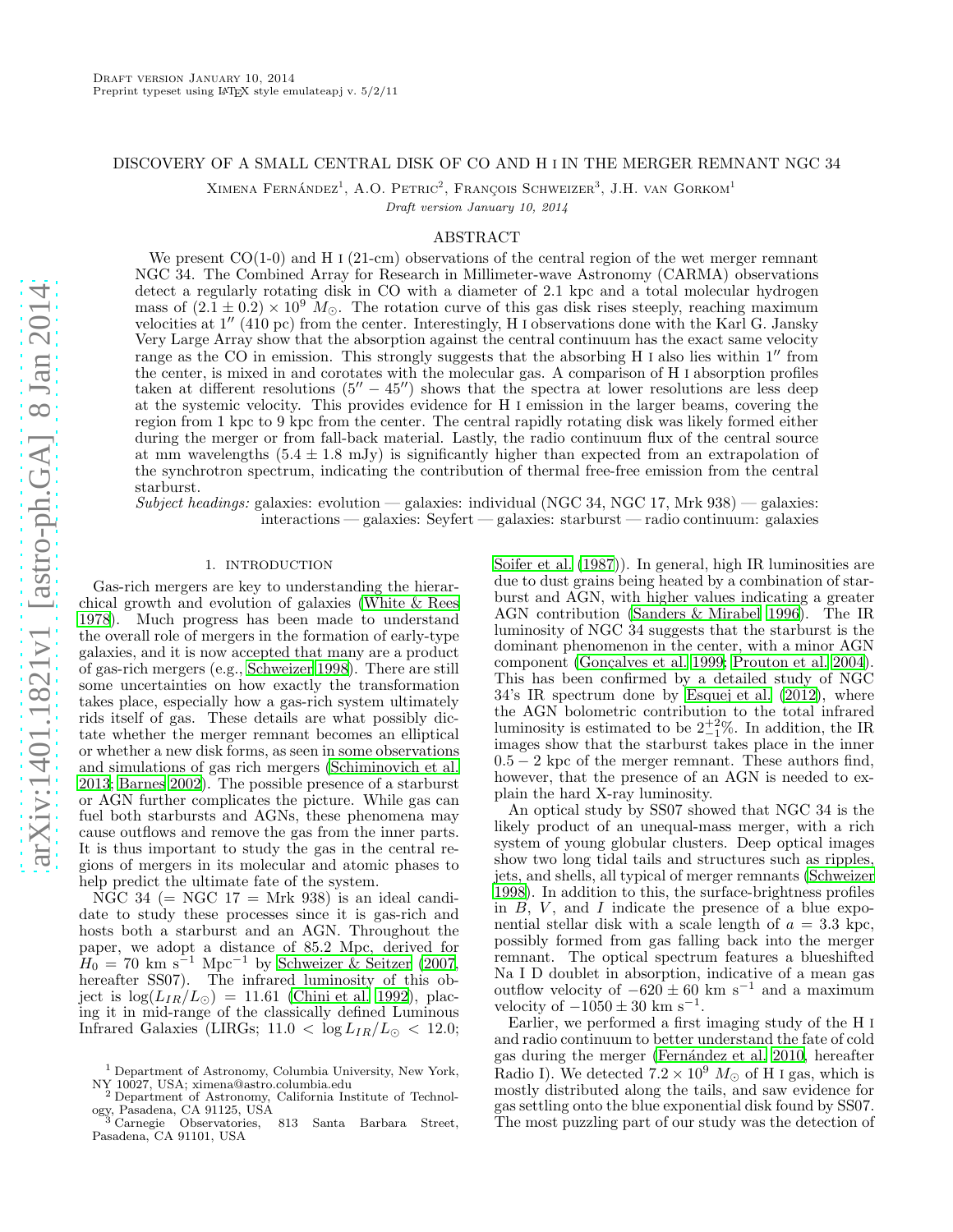Draft version January 10, 2014
Preprint typeset using LaTeX style emulateapj v. 5/2/11

# DISCOVERY OF A SMALL CENTRAL DISK OF CO AND H I IN THE MERGER REMNANT NGC 34

Ximena Fernández[1], A.O. Petric[2], François Schweizer[3], J.H. van Gorkom[1]

*Draft version January 10, 2014*

## ABSTRACT

We present CO(1-0) and H I (21-cm) observations of the central region of the wet merger remnant NGC 34. The Combined Array for Research in Millimeter-wave Astronomy (CARMA) observations detect a regularly rotating disk in CO with a diameter of 2.1 kpc and a total molecular hydrogen mass of $(2.1 \pm 0.2) \times 10^9\ M_\odot$. The rotation curve of this gas disk rises steeply, reaching maximum velocities at $1''$ (410 pc) from the center. Interestingly, H I observations done with the Karl G. Jansky Very Large Array show that the absorption against the central continuum has the exact same velocity range as the CO in emission. This strongly suggests that the absorbing H I also lies within $1''$ from the center, is mixed in and corotates with the molecular gas. A comparison of H I absorption profiles taken at different resolutions ($5'' - 45''$) shows that the spectra at lower resolutions are less deep at the systemic velocity. This provides evidence for H I emission in the larger beams, covering the region from 1 kpc to 9 kpc from the center. The central rapidly rotating disk was likely formed either during the merger or from fall-back material. Lastly, the radio continuum flux of the central source at mm wavelengths ($5.4 \pm 1.8$ mJy) is significantly higher than expected from an extrapolation of the synchrotron spectrum, indicating the contribution of thermal free-free emission from the central starburst.

*Subject headings:* galaxies: evolution — galaxies: individual (NGC 34, NGC 17, Mrk 938) — galaxies: interactions — galaxies: Seyfert — galaxies: starburst — radio continuum: galaxies

## 1. INTRODUCTION

Gas-rich mergers are key to understanding the hierarchical growth and evolution of galaxies (White & Rees 1978). Much progress has been made to understand the overall role of mergers in the formation of early-type galaxies, and it is now accepted that many are a product of gas-rich mergers (e.g., Schweizer 1998). There are still some uncertainties on how exactly the transformation takes place, especially how a gas-rich system ultimately rids itself of gas. These details are what possibly dictate whether the merger remnant becomes an elliptical or whether a new disk forms, as seen in some observations and simulations of gas rich mergers (Schiminovich et al. 2013; Barnes 2002). The possible presence of a starburst or AGN further complicates the picture. While gas can fuel both starbursts and AGNs, these phenomena may cause outflows and remove the gas from the inner parts. It is thus important to study the gas in the central regions of mergers in its molecular and atomic phases to help predict the ultimate fate of the system.

NGC 34 (= NGC 17 = Mrk 938) is an ideal candidate to study these processes since it is gas-rich and hosts both a starburst and an AGN. Throughout the paper, we adopt a distance of 85.2 Mpc, derived for $H_0 = 70$ km s$^{-1}$ Mpc$^{-1}$ by Schweizer & Seitzer (2007, hereafter SS07). The infrared luminosity of this object is $\log(L_{IR}/L_\odot) = 11.61$ (Chini et al. 1992), placing it in mid-range of the classically defined Luminous Infrared Galaxies (LIRGs; $11.0 < \log L_{IR}/L_\odot < 12.0$; Soifer et al. (1987)). In general, high IR luminosities are due to dust grains being heated by a combination of starburst and AGN, with higher values indicating a greater AGN contribution (Sanders & Mirabel 1996). The IR luminosity of NGC 34 suggests that the starburst is the dominant phenomenon in the center, with a minor AGN component (Gonçalves et al. 1999; Prouton et al. 2004). This has been confirmed by a detailed study of NGC 34's IR spectrum done by Esquej et al. (2012), where the AGN bolometric contribution to the total infrared luminosity is estimated to be $2^{+2}_{-1}\%$. In addition, the IR images show that the starburst takes place in the inner $0.5 - 2$ kpc of the merger remnant. These authors find, however, that the presence of an AGN is needed to explain the hard X-ray luminosity.

An optical study by SS07 showed that NGC 34 is the likely product of an unequal-mass merger, with a rich system of young globular clusters. Deep optical images show two long tidal tails and structures such as ripples, jets, and shells, all typical of merger remnants (Schweizer 1998). In addition to this, the surface-brightness profiles in $B$, $V$, and $I$ indicate the presence of a blue exponential stellar disk with a scale length of $a = 3.3$ kpc, possibly formed from gas falling back into the merger remnant. The optical spectrum features a blueshifted Na I D doublet in absorption, indicative of a mean gas outflow velocity of $-620 \pm 60$ km s$^{-1}$ and a maximum velocity of $-1050 \pm 30$ km s$^{-1}$.

Earlier, we performed a first imaging study of the H I and radio continuum to better understand the fate of cold gas during the merger (Fernández et al. 2010, hereafter Radio I). We detected $7.2 \times 10^9\ M_\odot$ of H I gas, which is mostly distributed along the tails, and saw evidence for gas settling onto the blue exponential disk found by SS07. The most puzzling part of our study was the detection of

[1] Department of Astronomy, Columbia University, New York, NY 10027, USA; ximena@astro.columbia.edu
[2] Department of Astronomy, California Institute of Technology, Pasadena, CA 91125, USA
[3] Carnegie Observatories, 813 Santa Barbara Street, Pasadena, CA 91101, USA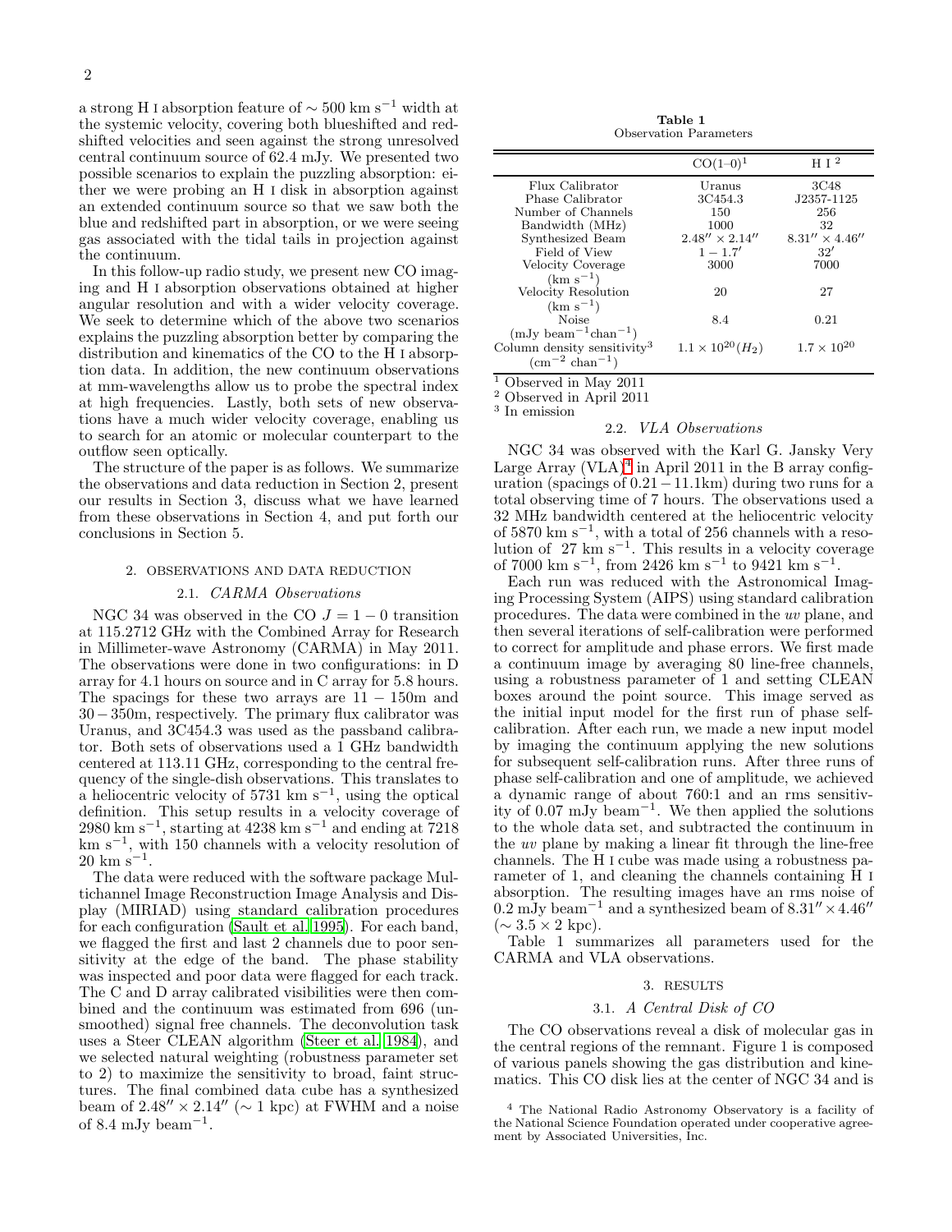a strong H I absorption feature of $\sim 500$ km s$^{-1}$ width at the systemic velocity, covering both blueshifted and redshifted velocities and seen against the strong unresolved central continuum source of 62.4 mJy. We presented two possible scenarios to explain the puzzling absorption: either we were probing an H I disk in absorption against an extended continuum source so that we saw both the blue and redshifted part in absorption, or we were seeing gas associated with the tidal tails in projection against the continuum.

In this follow-up radio study, we present new CO imaging and H I absorption observations obtained at higher angular resolution and with a wider velocity coverage. We seek to determine which of the above two scenarios explains the puzzling absorption better by comparing the distribution and kinematics of the CO to the H I absorption data. In addition, the new continuum observations at mm-wavelengths allow us to probe the spectral index at high frequencies. Lastly, both sets of new observations have a much wider velocity coverage, enabling us to search for an atomic or molecular counterpart to the outflow seen optically.

The structure of the paper is as follows. We summarize the observations and data reduction in Section 2, present our results in Section 3, discuss what we have learned from these observations in Section 4, and put forth our conclusions in Section 5.

## 2. OBSERVATIONS AND DATA REDUCTION

### 2.1. *CARMA Observations*

NGC 34 was observed in the CO $J = 1-0$ transition at 115.2712 GHz with the Combined Array for Research in Millimeter-wave Astronomy (CARMA) in May 2011. The observations were done in two configurations: in D array for 4.1 hours on source and in C array for 5.8 hours. The spacings for these two arrays are $11-150$m and $30-350$m, respectively. The primary flux calibrator was Uranus, and 3C454.3 was used as the passband calibrator. Both sets of observations used a 1 GHz bandwidth centered at 113.11 GHz, corresponding to the central frequency of the single-dish observations. This translates to a heliocentric velocity of 5731 km s$^{-1}$, using the optical definition. This setup results in a velocity coverage of 2980 km s$^{-1}$, starting at 4238 km s$^{-1}$ and ending at 7218 km s$^{-1}$, with 150 channels with a velocity resolution of 20 km s$^{-1}$.

The data were reduced with the software package Multichannel Image Reconstruction Image Analysis and Display (MIRIAD) using standard calibration procedures for each configuration (Sault et al. 1995). For each band, we flagged the first and last 2 channels due to poor sensitivity at the edge of the band. The phase stability was inspected and poor data were flagged for each track. The C and D array calibrated visibilities were then combined and the continuum was estimated from 696 (unsmoothed) signal free channels. The deconvolution task uses a Steer CLEAN algorithm (Steer et al. 1984), and we selected natural weighting (robustness parameter set to 2) to maximize the sensitivity to broad, faint structures. The final combined data cube has a synthesized beam of $2.48'' \times 2.14''$ ($\sim 1$ kpc) at FWHM and a noise of 8.4 mJy beam$^{-1}$.

**Table 1**
Observation Parameters

| | CO(1–0)[1] | H I [2] |
|---|---|---|
| Flux Calibrator | Uranus | 3C48 |
| Phase Calibrator | 3C454.3 | J2357-1125 |
| Number of Channels | 150 | 256 |
| Bandwidth (MHz) | 1000 | 32 |
| Synthesized Beam | $2.48'' \times 2.14''$ | $8.31'' \times 4.46''$ |
| Field of View | $1 - 1.7'$ | $32'$ |
| Velocity Coverage (km s$^{-1}$) | 3000 | 7000 |
| Velocity Resolution (km s$^{-1}$) | 20 | 27 |
| Noise (mJy beam$^{-1}$chan$^{-1}$) | 8.4 | 0.21 |
| Column density sensitivity[3] (cm$^{-2}$ chan$^{-1}$) | $1.1 \times 10^{20} (H_2)$ | $1.7 \times 10^{20}$ |

[1] Observed in May 2011
[2] Observed in April 2011
[3] In emission

### 2.2. *VLA Observations*

NGC 34 was observed with the Karl G. Jansky Very Large Array (VLA)[4] in April 2011 in the B array configuration (spacings of $0.21-11.1$km) during two runs for a total observing time of 7 hours. The observations used a 32 MHz bandwidth centered at the heliocentric velocity of 5870 km s$^{-1}$, with a total of 256 channels with a resolution of 27 km s$^{-1}$. This results in a velocity coverage of 7000 km s$^{-1}$, from 2426 km s$^{-1}$ to 9421 km s$^{-1}$.

Each run was reduced with the Astronomical Imaging Processing System (AIPS) using standard calibration procedures. The data were combined in the *uv* plane, and then several iterations of self-calibration were performed to correct for amplitude and phase errors. We first made a continuum image by averaging 80 line-free channels, using a robustness parameter of 1 and setting CLEAN boxes around the point source. This image served as the initial input model for the first run of phase self-calibration. After each run, we made a new input model by imaging the continuum applying the new solutions for subsequent self-calibration runs. After three runs of phase self-calibration and one of amplitude, we achieved a dynamic range of about 760:1 and an rms sensitivity of 0.07 mJy beam$^{-1}$. We then applied the solutions to the whole data set, and subtracted the continuum in the *uv* plane by making a linear fit through the line-free channels. The H I cube was made using a robustness parameter of 1, and cleaning the channels containing H I absorption. The resulting images have an rms noise of 0.2 mJy beam$^{-1}$ and a synthesized beam of $8.31'' \times 4.46''$ ($\sim 3.5 \times 2$ kpc).

Table 1 summarizes all parameters used for the CARMA and VLA observations.

## 3. RESULTS

### 3.1. *A Central Disk of CO*

The CO observations reveal a disk of molecular gas in the central regions of the remnant. Figure 1 is composed of various panels showing the gas distribution and kinematics. This CO disk lies at the center of NGC 34 and is

[4] The National Radio Astronomy Observatory is a facility of the National Science Foundation operated under cooperative agreement by Associated Universities, Inc.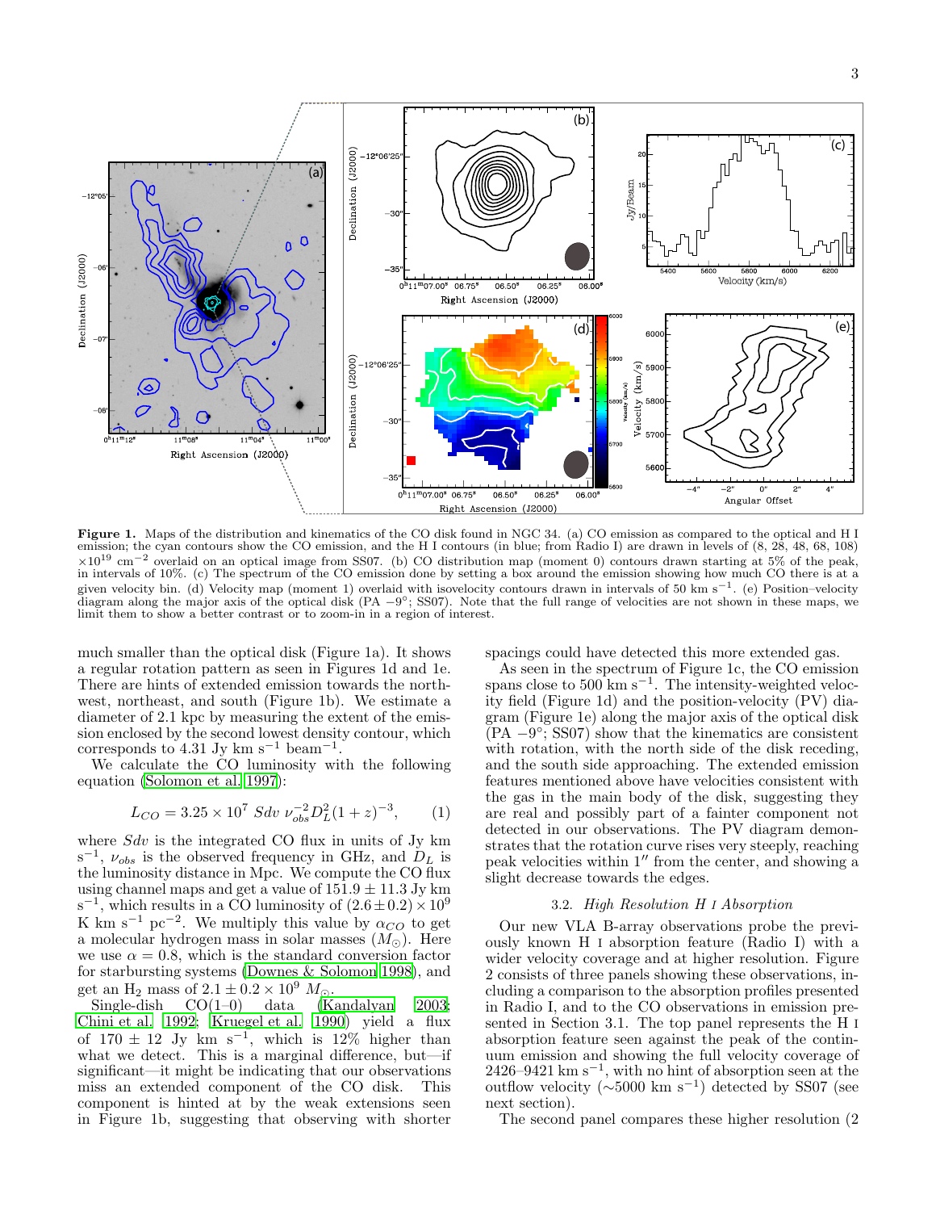**Figure 1.** Maps of the distribution and kinematics of the CO disk found in NGC 34. (a) CO emission as compared to the optical and H I emission; the cyan contours show the CO emission, and the H I contours (in blue; from Radio I) are drawn in levels of (8, 28, 48, 68, 108) $\times 10^{19}$ cm$^{-2}$ overlaid on an optical image from SS07. (b) CO distribution map (moment 0) contours drawn starting at 5% of the peak, in intervals of 10%. (c) The spectrum of the CO emission done by setting a box around the emission showing how much CO there is at a given velocity bin. (d) Velocity map (moment 1) overlaid with isovelocity contours drawn in intervals of 50 km s$^{-1}$. (e) Position–velocity diagram along the major axis of the optical disk (PA $-9°$; SS07). Note that the full range of velocities are not shown in these maps, we limit them to show a better contrast or to zoom-in in a region of interest.

much smaller than the optical disk (Figure 1a). It shows a regular rotation pattern as seen in Figures 1d and 1e. There are hints of extended emission towards the northwest, northeast, and south (Figure 1b). We estimate a diameter of 2.1 kpc by measuring the extent of the emission enclosed by the second lowest density contour, which corresponds to 4.31 Jy km s$^{-1}$ beam$^{-1}$.

We calculate the CO luminosity with the following equation (Solomon et al. 1997):

$$L_{CO} = 3.25 \times 10^7 \; Sdv \; \nu_{obs}^{-2} D_L^2 (1+z)^{-3}, \qquad (1)$$

where $Sdv$ is the integrated CO flux in units of Jy km s$^{-1}$, $\nu_{obs}$ is the observed frequency in GHz, and $D_L$ is the luminosity distance in Mpc. We compute the CO flux using channel maps and get a value of $151.9 \pm 11.3$ Jy km s$^{-1}$, which results in a CO luminosity of $(2.6 \pm 0.2) \times 10^9$ K km s$^{-1}$ pc$^{-2}$. We multiply this value by $\alpha_{CO}$ to get a molecular hydrogen mass in solar masses ($M_{\odot}$). Here we use $\alpha = 0.8$, which is the standard conversion factor for starbursting systems (Downes & Solomon 1998), and get an $H_2$ mass of $2.1 \pm 0.2 \times 10^9$ $M_{\odot}$.

Single-dish CO(1–0) data (Kandalyan 2003; Chini et al. 1992; Kruegel et al. 1990) yield a flux of $170 \pm 12$ Jy km s$^{-1}$, which is 12% higher than what we detect. This is a marginal difference, but—if significant—it might be indicating that our observations miss an extended component of the CO disk. This component is hinted at by the weak extensions seen in Figure 1b, suggesting that observing with shorter spacings could have detected this more extended gas.

As seen in the spectrum of Figure 1c, the CO emission spans close to 500 km s$^{-1}$. The intensity-weighted velocity field (Figure 1d) and the position-velocity (PV) diagram (Figure 1e) along the major axis of the optical disk (PA $-9°$; SS07) show that the kinematics are consistent with rotation, with the north side of the disk receding, and the south side approaching. The extended emission features mentioned above have velocities consistent with the gas in the main body of the disk, suggesting they are real and possibly part of a fainter component not detected in our observations. The PV diagram demonstrates that the rotation curve rises very steeply, reaching peak velocities within 1″ from the center, and showing a slight decrease towards the edges.

### 3.2. *High Resolution H I Absorption*

Our new VLA B-array observations probe the previously known H I absorption feature (Radio I) with a wider velocity coverage and at higher resolution. Figure 2 consists of three panels showing these observations, including a comparison to the absorption profiles presented in Radio I, and to the CO observations in emission presented in Section 3.1. The top panel represents the H I absorption feature seen against the peak of the continuum emission and showing the full velocity coverage of 2426–9421 km s$^{-1}$, with no hint of absorption seen at the outflow velocity ($\sim$5000 km s$^{-1}$) detected by SS07 (see next section).

The second panel compares these higher resolution (2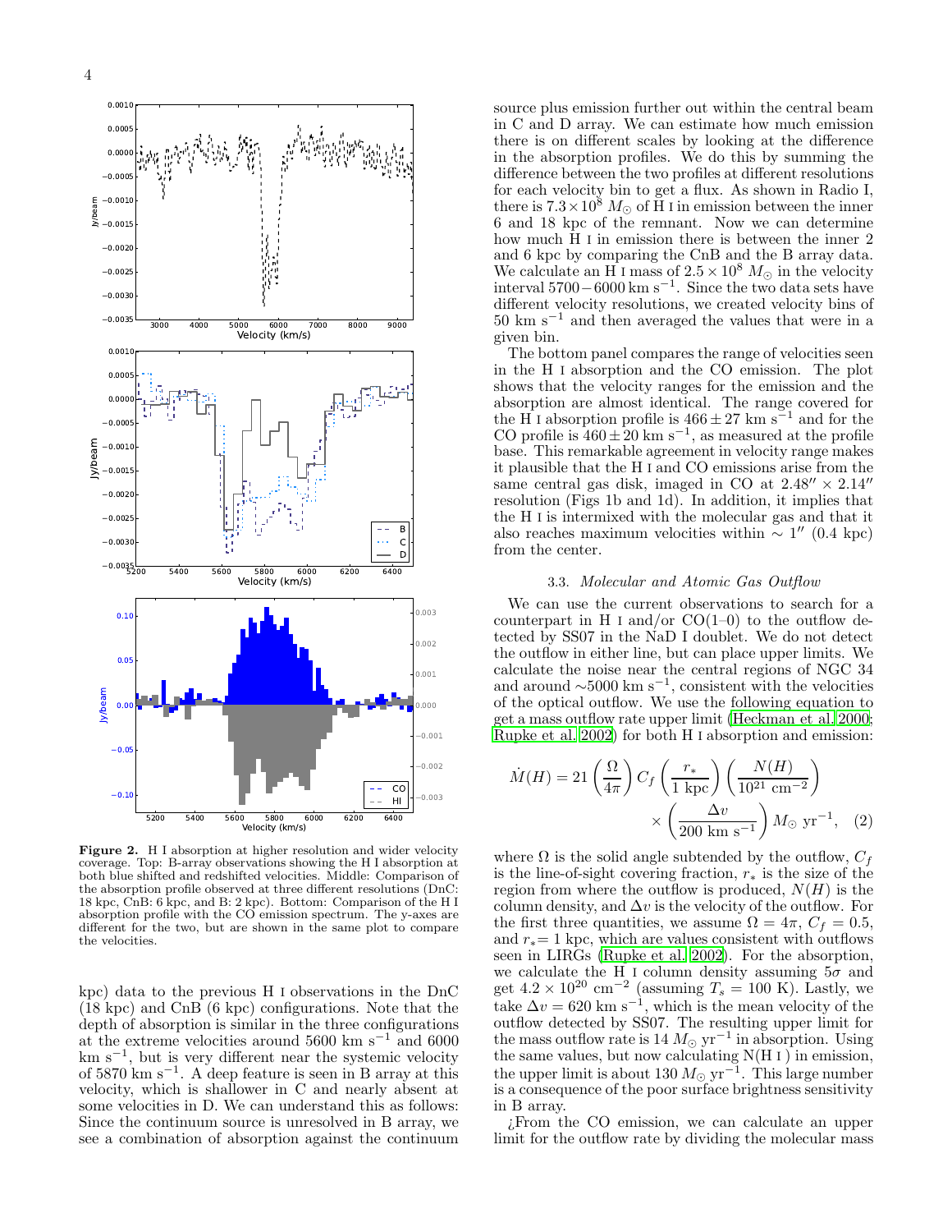**Figure 2.** H I absorption at higher resolution and wider velocity coverage. Top: B-array observations showing the H I absorption at both blue shifted and redshifted velocities. Middle: Comparison of the absorption profile observed at three different resolutions (DnC: 18 kpc, CnB: 6 kpc, and B: 2 kpc). Bottom: Comparison of the H I absorption profile with the CO emission spectrum. The y-axes are different for the two, but are shown in the same plot to compare the velocities.

kpc) data to the previous H I observations in the DnC (18 kpc) and CnB (6 kpc) configurations. Note that the depth of absorption is similar in the three configurations at the extreme velocities around 5600 km s$^{-1}$ and 6000 km s$^{-1}$, but is very different near the systemic velocity of 5870 km s$^{-1}$. A deep feature is seen in B array at this velocity, which is shallower in C and nearly absent at some velocities in D. We can understand this as follows: Since the continuum source is unresolved in B array, we see a combination of absorption against the continuum source plus emission further out within the central beam in C and D array. We can estimate how much emission there is on different scales by looking at the difference in the absorption profiles. We do this by summing the difference between the two profiles at different resolutions for each velocity bin to get a flux. As shown in Radio I, there is $7.3 \times 10^8$ $M_\odot$ of H I in emission between the inner 6 and 18 kpc of the remnant. Now we can determine how much H I in emission there is between the inner 2 and 6 kpc by comparing the CnB and the B array data. We calculate an H I mass of $2.5 \times 10^8$ $M_\odot$ in the velocity interval $5700-6000$ km s$^{-1}$. Since the two data sets have different velocity resolutions, we created velocity bins of 50 km s$^{-1}$ and then averaged the values that were in a given bin.

The bottom panel compares the range of velocities seen in the H I absorption and the CO emission. The plot shows that the velocity ranges for the emission and the absorption are almost identical. The range covered for the H I absorption profile is $466 \pm 27$ km s$^{-1}$ and for the CO profile is $460 \pm 20$ km s$^{-1}$, as measured at the profile base. This remarkable agreement in velocity range makes it plausible that the H I and CO emissions arise from the same central gas disk, imaged in CO at $2.48'' \times 2.14''$ resolution (Figs 1b and 1d). In addition, it implies that the H I is intermixed with the molecular gas and that it also reaches maximum velocities within $\sim 1''$ (0.4 kpc) from the center.

### 3.3. *Molecular and Atomic Gas Outflow*

We can use the current observations to search for a counterpart in H I and/or CO(1–0) to the outflow detected by SS07 in the NaD I doublet. We do not detect the outflow in either line, but can place upper limits. We calculate the noise near the central regions of NGC 34 and around $\sim$5000 km s$^{-1}$, consistent with the velocities of the optical outflow. We use the following equation to get a mass outflow rate upper limit (Heckman et al. 2000; Rupke et al. 2002) for both H I absorption and emission:

$$\dot{M}(H) = 21 \left(\frac{\Omega}{4\pi}\right) C_f \left(\frac{r_*}{1 \text{ kpc}}\right) \left(\frac{N(H)}{10^{21} \text{ cm}^{-2}}\right) \times \left(\frac{\Delta v}{200 \text{ km s}^{-1}}\right) M_\odot \text{ yr}^{-1}, \quad (2)$$

where $\Omega$ is the solid angle subtended by the outflow, $C_f$ is the line-of-sight covering fraction, $r_*$ is the size of the region from where the outflow is produced, $N(H)$ is the column density, and $\Delta v$ is the velocity of the outflow. For the first three quantities, we assume $\Omega = 4\pi$, $C_f = 0.5$, and $r_*$= 1 kpc, which are values consistent with outflows seen in LIRGs (Rupke et al. 2002). For the absorption, we calculate the H I column density assuming $5\sigma$ and get $4.2 \times 10^{20}$ cm$^{-2}$ (assuming $T_s = 100$ K). Lastly, we take $\Delta v = 620$ km s$^{-1}$, which is the mean velocity of the outflow detected by SS07. The resulting upper limit for the mass outflow rate is 14 $M_\odot$ yr$^{-1}$ in absorption. Using the same values, but now calculating N(H I ) in emission, the upper limit is about 130 $M_\odot$ yr$^{-1}$. This large number is a consequence of the poor surface brightness sensitivity in B array.

¿From the CO emission, we can calculate an upper limit for the outflow rate by dividing the molecular mass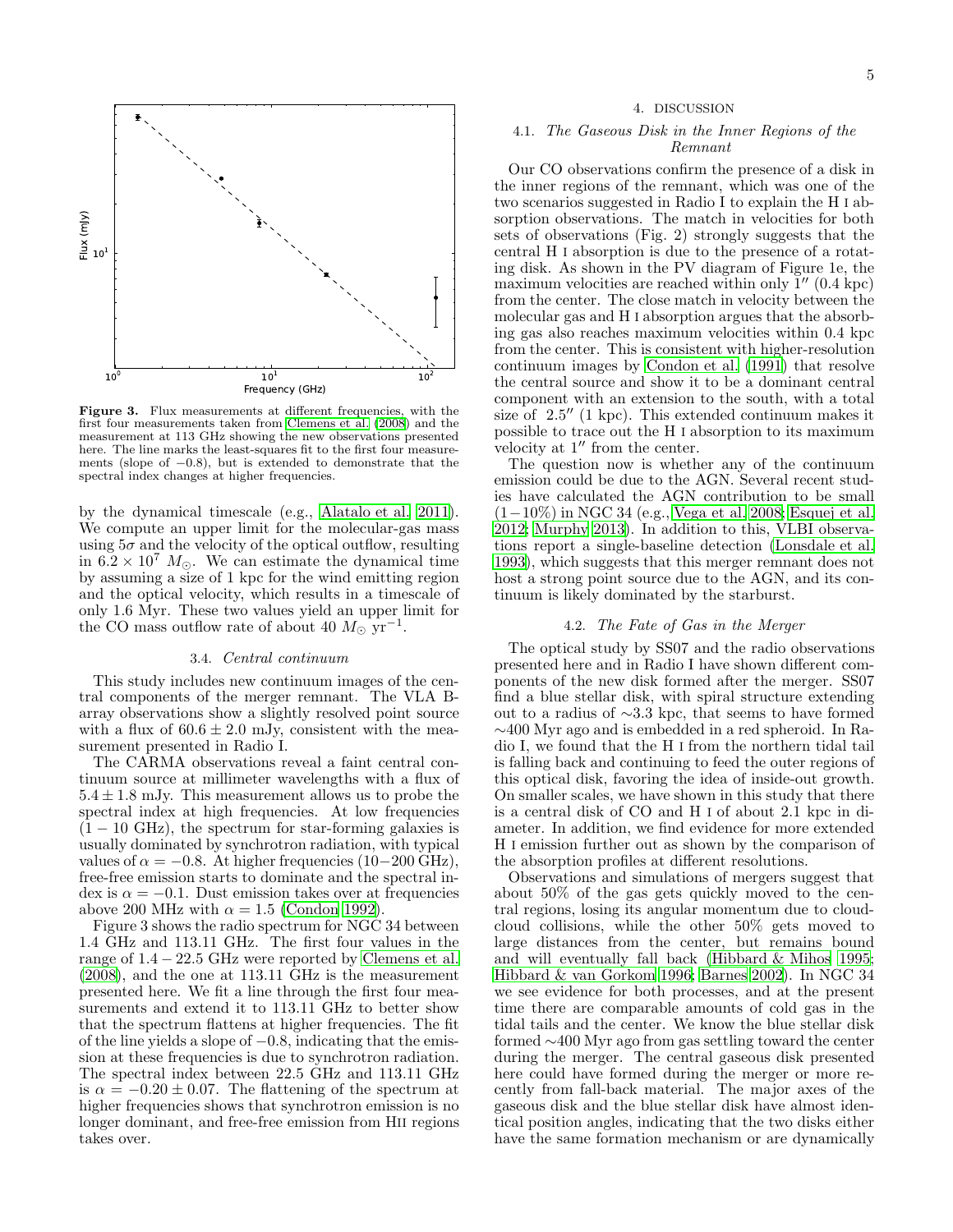**Figure 3.** Flux measurements at different frequencies, with the first four measurements taken from Clemens et al. (2008) and the measurement at 113 GHz showing the new observations presented here. The line marks the least-squares fit to the first four measurements (slope of −0.8), but is extended to demonstrate that the spectral index changes at higher frequencies.

by the dynamical timescale (e.g., Alatalo et al. 2011). We compute an upper limit for the molecular-gas mass using $5\sigma$ and the velocity of the optical outflow, resulting in $6.2 \times 10^7$ $M_\odot$. We can estimate the dynamical time by assuming a size of 1 kpc for the wind emitting region and the optical velocity, which results in a timescale of only 1.6 Myr. These two values yield an upper limit for the CO mass outflow rate of about 40 $M_\odot$ yr$^{-1}$.

### 3.4. *Central continuum*

This study includes new continuum images of the central components of the merger remnant. The VLA B-array observations show a slightly resolved point source with a flux of $60.6 \pm 2.0$ mJy, consistent with the measurement presented in Radio I.

The CARMA observations reveal a faint central continuum source at millimeter wavelengths with a flux of $5.4 \pm 1.8$ mJy. This measurement allows us to probe the spectral index at high frequencies. At low frequencies ($1 - 10$ GHz), the spectrum for star-forming galaxies is usually dominated by synchrotron radiation, with typical values of $\alpha = -0.8$. At higher frequencies (10−200 GHz), free-free emission starts to dominate and the spectral index is $\alpha = -0.1$. Dust emission takes over at frequencies above 200 MHz with $\alpha = 1.5$ (Condon 1992).

Figure 3 shows the radio spectrum for NGC 34 between 1.4 GHz and 113.11 GHz. The first four values in the range of $1.4 - 22.5$ GHz were reported by Clemens et al. (2008), and the one at 113.11 GHz is the measurement presented here. We fit a line through the first four measurements and extend it to 113.11 GHz to better show that the spectrum flattens at higher frequencies. The fit of the line yields a slope of −0.8, indicating that the emission at these frequencies is due to synchrotron radiation. The spectral index between 22.5 GHz and 113.11 GHz is $\alpha = -0.20 \pm 0.07$. The flattening of the spectrum at higher frequencies shows that synchrotron emission is no longer dominant, and free-free emission from HII regions takes over.

## 4. DISCUSSION

### 4.1. *The Gaseous Disk in the Inner Regions of the Remnant*

Our CO observations confirm the presence of a disk in the inner regions of the remnant, which was one of the two scenarios suggested in Radio I to explain the H I absorption observations. The match in velocities for both sets of observations (Fig. 2) strongly suggests that the central H I absorption is due to the presence of a rotating disk. As shown in the PV diagram of Figure 1e, the maximum velocities are reached within only 1″ (0.4 kpc) from the center. The close match in velocity between the molecular gas and H I absorption argues that the absorbing gas also reaches maximum velocities within 0.4 kpc from the center. This is consistent with higher-resolution continuum images by Condon et al. (1991) that resolve the central source and show it to be a dominant central component with an extension to the south, with a total size of 2.5″ (1 kpc). This extended continuum makes it possible to trace out the H I absorption to its maximum velocity at 1″ from the center.

The question now is whether any of the continuum emission could be due to the AGN. Several recent studies have calculated the AGN contribution to be small ($1 - 10\%$) in NGC 34 (e.g., Vega et al. 2008; Esquej et al. 2012; Murphy 2013). In addition to this, VLBI observations report a single-baseline detection (Lonsdale et al. 1993), which suggests that this merger remnant does not host a strong point source due to the AGN, and its continuum is likely dominated by the starburst.

### 4.2. *The Fate of Gas in the Merger*

The optical study by SS07 and the radio observations presented here and in Radio I have shown different components of the new disk formed after the merger. SS07 find a blue stellar disk, with spiral structure extending out to a radius of ∼3.3 kpc, that seems to have formed ∼400 Myr ago and is embedded in a red spheroid. In Radio I, we found that the H I from the northern tidal tail is falling back and continuing to feed the outer regions of this optical disk, favoring the idea of inside-out growth. On smaller scales, we have shown in this study that there is a central disk of CO and H I of about 2.1 kpc in diameter. In addition, we find evidence for more extended H I emission further out as shown by the comparison of the absorption profiles at different resolutions.

Observations and simulations of mergers suggest that about 50% of the gas gets quickly moved to the central regions, losing its angular momentum due to cloud-cloud collisions, while the other 50% gets moved to large distances from the center, but remains bound and will eventually fall back (Hibbard & Mihos 1995; Hibbard & van Gorkom 1996; Barnes 2002). In NGC 34 we see evidence for both processes, and at the present time there are comparable amounts of cold gas in the tidal tails and the center. We know the blue stellar disk formed ∼400 Myr ago from gas settling toward the center during the merger. The central gaseous disk presented here could have formed during the merger or more recently from fall-back material. The major axes of the gaseous disk and the blue stellar disk have almost identical position angles, indicating that the two disks either have the same formation mechanism or are dynamically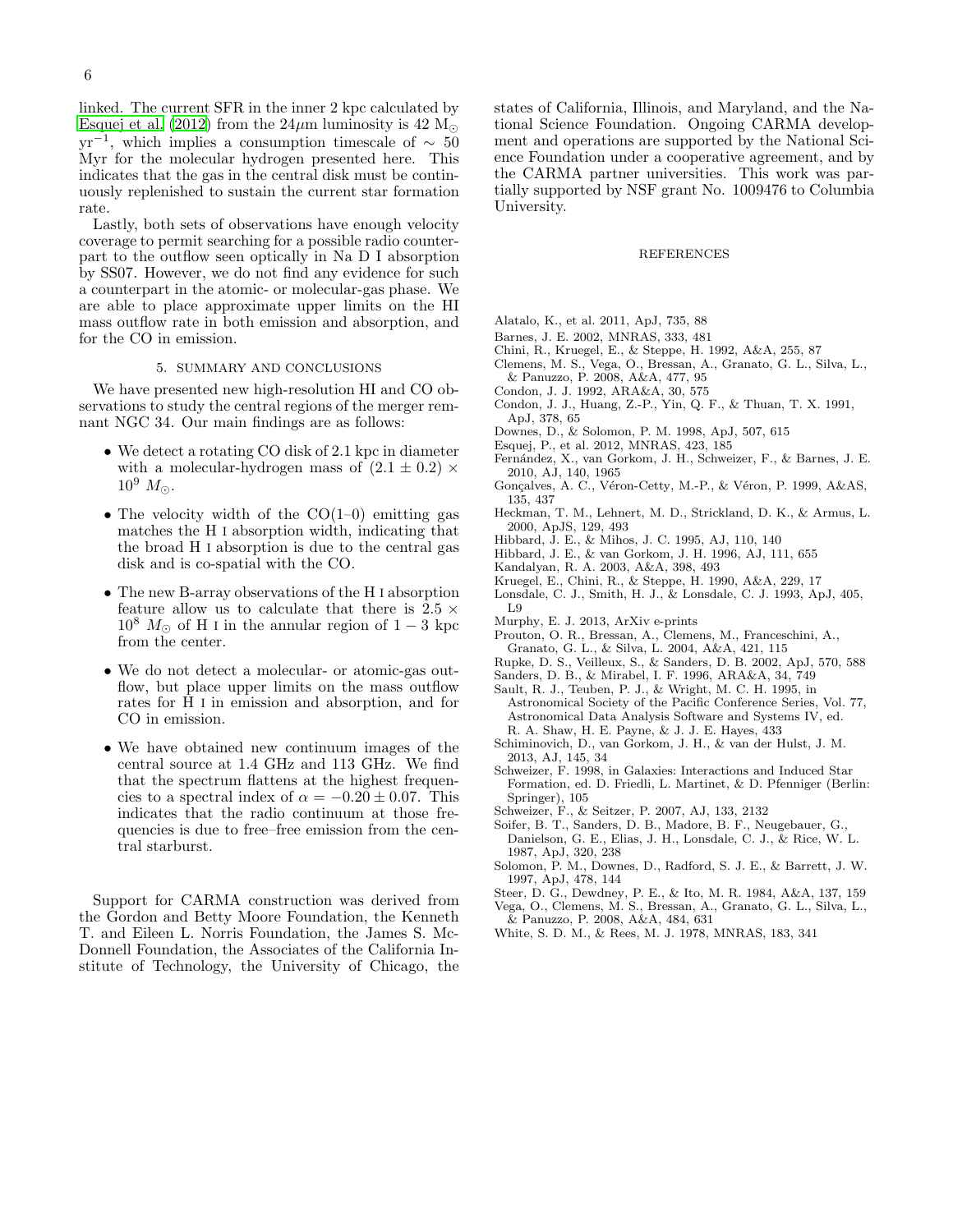linked. The current SFR in the inner 2 kpc calculated by Esquej et al. (2012) from the 24$\mu$m luminosity is 42 M$_\odot$ yr$^{-1}$, which implies a consumption timescale of $\sim$ 50 Myr for the molecular hydrogen presented here. This indicates that the gas in the central disk must be continuously replenished to sustain the current star formation rate.

Lastly, both sets of observations have enough velocity coverage to permit searching for a possible radio counterpart to the outflow seen optically in Na D I absorption by SS07. However, we do not find any evidence for such a counterpart in the atomic- or molecular-gas phase. We are able to place approximate upper limits on the HI mass outflow rate in both emission and absorption, and for the CO in emission.

## 5. SUMMARY AND CONCLUSIONS

We have presented new high-resolution HI and CO observations to study the central regions of the merger remnant NGC 34. Our main findings are as follows:

- We detect a rotating CO disk of 2.1 kpc in diameter with a molecular-hydrogen mass of $(2.1 \pm 0.2) \times 10^9\ M_\odot$.
- The velocity width of the CO(1–0) emitting gas matches the H I absorption width, indicating that the broad H I absorption is due to the central gas disk and is co-spatial with the CO.
- The new B-array observations of the H I absorption feature allow us to calculate that there is $2.5 \times 10^8\ M_\odot$ of H I in the annular region of $1-3$ kpc from the center.
- We do not detect a molecular- or atomic-gas outflow, but place upper limits on the mass outflow rates for H I in emission and absorption, and for CO in emission.
- We have obtained new continuum images of the central source at 1.4 GHz and 113 GHz. We find that the spectrum flattens at the highest frequencies to a spectral index of $\alpha = -0.20 \pm 0.07$. This indicates that the radio continuum at those frequencies is due to free–free emission from the central starburst.

Support for CARMA construction was derived from the Gordon and Betty Moore Foundation, the Kenneth T. and Eileen L. Norris Foundation, the James S. McDonnell Foundation, the Associates of the California Institute of Technology, the University of Chicago, the states of California, Illinois, and Maryland, and the National Science Foundation. Ongoing CARMA development and operations are supported by the National Science Foundation under a cooperative agreement, and by the CARMA partner universities. This work was partially supported by NSF grant No. 1009476 to Columbia University.

## REFERENCES

Alatalo, K., et al. 2011, ApJ, 735, 88
Barnes, J. E. 2002, MNRAS, 333, 481
Chini, R., Kruegel, E., & Steppe, H. 1992, A&A, 255, 87
Clemens, M. S., Vega, O., Bressan, A., Granato, G. L., Silva, L., & Panuzzo, P. 2008, A&A, 477, 95
Condon, J. J. 1992, ARA&A, 30, 575
Condon, J. J., Huang, Z.-P., Yin, Q. F., & Thuan, T. X. 1991, ApJ, 378, 65
Downes, D., & Solomon, P. M. 1998, ApJ, 507, 615
Esquej, P., et al. 2012, MNRAS, 423, 185
Fernández, X., van Gorkom, J. H., Schweizer, F., & Barnes, J. E. 2010, AJ, 140, 1965
Gonçalves, A. C., Véron-Cetty, M.-P., & Véron, P. 1999, A&AS, 135, 437
Heckman, T. M., Lehnert, M. D., Strickland, D. K., & Armus, L. 2000, ApJS, 129, 493
Hibbard, J. E., & Mihos, J. C. 1995, AJ, 110, 140
Hibbard, J. E., & van Gorkom, J. H. 1996, AJ, 111, 655
Kandalyan, R. A. 2003, A&A, 398, 493
Kruegel, E., Chini, R., & Steppe, H. 1990, A&A, 229, 17
Lonsdale, C. J., Smith, H. J., & Lonsdale, C. J. 1993, ApJ, 405, L9
Murphy, E. J. 2013, ArXiv e-prints
Prouton, O. R., Bressan, A., Clemens, M., Franceschini, A., Granato, G. L., & Silva, L. 2004, A&A, 421, 115
Rupke, D. S., Veilleux, S., & Sanders, D. B. 2002, ApJ, 570, 588
Sanders, D. B., & Mirabel, I. F. 1996, ARA&A, 34, 749
Sault, R. J., Teuben, P. J., & Wright, M. C. H. 1995, in Astronomical Society of the Pacific Conference Series, Vol. 77, Astronomical Data Analysis Software and Systems IV, ed. R. A. Shaw, H. E. Payne, & J. J. E. Hayes, 433
Schiminovich, D., van Gorkom, J. H., & van der Hulst, J. M. 2013, AJ, 145, 34
Schweizer, F. 1998, in Galaxies: Interactions and Induced Star Formation, ed. D. Friedli, L. Martinet, & D. Pfenniger (Berlin: Springer), 105
Schweizer, F., & Seitzer, P. 2007, AJ, 133, 2132
Soifer, B. T., Sanders, D. B., Madore, B. F., Neugebauer, G., Danielson, G. E., Elias, J. H., Lonsdale, C. J., & Rice, W. L. 1987, ApJ, 320, 238
Solomon, P. M., Downes, D., Radford, S. J. E., & Barrett, J. W. 1997, ApJ, 478, 144
Steer, D. G., Dewdney, P. E., & Ito, M. R. 1984, A&A, 137, 159
Vega, O., Clemens, M. S., Bressan, A., Granato, G. L., Silva, L., & Panuzzo, P. 2008, A&A, 484, 631
White, S. D. M., & Rees, M. J. 1978, MNRAS, 183, 341